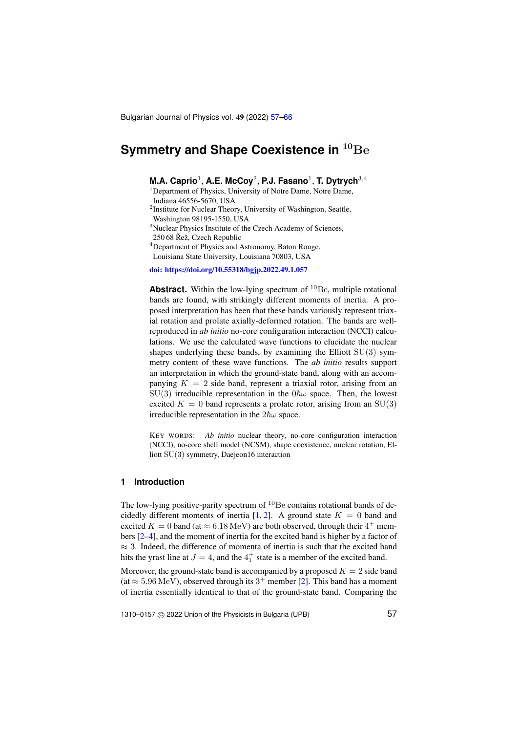# Symmetry and Shape Coexistence in $^{10}\mathrm{Be}$

**M.A. Caprio**[1], **A.E. McCoy**[2], **P.J. Fasano**[1], **T. Dytrych**[3,4]

[1]Department of Physics, University of Notre Dame, Notre Dame, Indiana 46556-5670, USA

[2]Institute for Nuclear Theory, University of Washington, Seattle, Washington 98195-1550, USA

[3]Nuclear Physics Institute of the Czech Academy of Sciences, 250 68 Řež, Czech Republic

[4]Department of Physics and Astronomy, Baton Rouge, Louisiana State University, Louisiana 70803, USA

**doi: https://doi.org/10.55318/bgjp.2022.49.1.057**

**Abstract.** Within the low-lying spectrum of $^{10}\mathrm{Be}$, multiple rotational bands are found, with strikingly different moments of inertia. A proposed interpretation has been that these bands variously represent triaxial rotation and prolate axially-deformed rotation. The bands are well-reproduced in *ab initio* no-core configuration interaction (NCCI) calculations. We use the calculated wave functions to elucidate the nuclear shapes underlying these bands, by examining the Elliott $\mathrm{SU}(3)$ symmetry content of these wave functions. The *ab initio* results support an interpretation in which the ground-state band, along with an accompanying $K = 2$ side band, represent a triaxial rotor, arising from an $\mathrm{SU}(3)$ irreducible representation in the $0\hbar\omega$ space. Then, the lowest excited $K = 0$ band represents a prolate rotor, arising from an $\mathrm{SU}(3)$ irreducible representation in the $2\hbar\omega$ space.

KEY WORDS: *Ab initio* nuclear theory, no-core configuration interaction (NCCI), no-core shell model (NCSM), shape coexistence, nuclear rotation, Elliott $\mathrm{SU}(3)$ symmetry, Daejeon16 interaction

## 1 Introduction

The low-lying positive-parity spectrum of $^{10}\mathrm{Be}$ contains rotational bands of decidedly different moments of inertia [1, 2]. A ground state $K = 0$ band and excited $K = 0$ band (at $\approx 6.18\,\mathrm{MeV}$) are both observed, through their $4^+$ members [2–4], and the moment of inertia for the excited band is higher by a factor of $\approx 3$. Indeed, the difference of momenta of inertia is such that the excited band hits the yrast line at $J = 4$, and the $4_1^+$ state is a member of the excited band.

Moreover, the ground-state band is accompanied by a proposed $K = 2$ side band (at $\approx 5.96\,\mathrm{MeV}$), observed through its $3^+$ member [2]. This band has a moment of inertia essentially identical to that of the ground-state band. Comparing the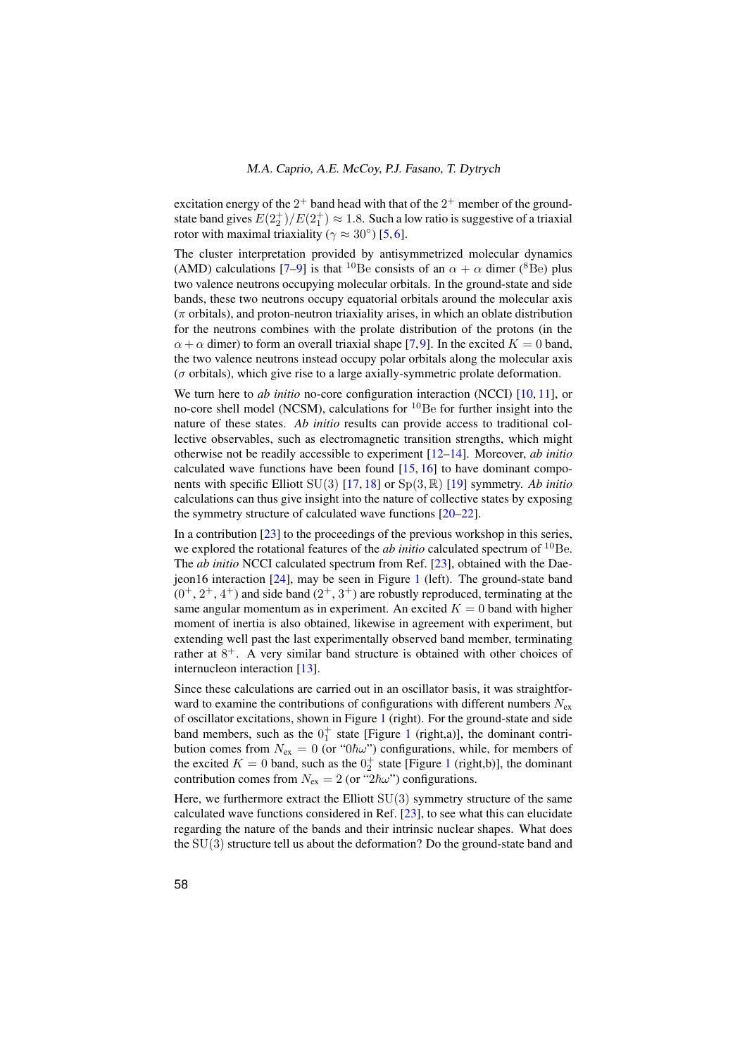excitation energy of the $2^+$ band head with that of the $2^+$ member of the ground-state band gives $E(2^+_2)/E(2^+_1) \approx 1.8$. Such a low ratio is suggestive of a triaxial rotor with maximal triaxiality ($\gamma \approx 30°$) [5, 6].

The cluster interpretation provided by antisymmetrized molecular dynamics (AMD) calculations [7–9] is that $^{10}$Be consists of an $\alpha + \alpha$ dimer ($^{8}$Be) plus two valence neutrons occupying molecular orbitals. In the ground-state and side bands, these two neutrons occupy equatorial orbitals around the molecular axis ($\pi$ orbitals), and proton-neutron triaxiality arises, in which an oblate distribution for the neutrons combines with the prolate distribution of the protons (in the $\alpha + \alpha$ dimer) to form an overall triaxial shape [7, 9]. In the excited $K = 0$ band, the two valence neutrons instead occupy polar orbitals along the molecular axis ($\sigma$ orbitals), which give rise to a large axially-symmetric prolate deformation.

We turn here to *ab initio* no-core configuration interaction (NCCI) [10, 11], or no-core shell model (NCSM), calculations for $^{10}$Be for further insight into the nature of these states. *Ab initio* results can provide access to traditional collective observables, such as electromagnetic transition strengths, which might otherwise not be readily accessible to experiment [12–14]. Moreover, *ab initio* calculated wave functions have been found [15, 16] to have dominant components with specific Elliott $\mathrm{SU}(3)$ [17, 18] or $\mathrm{Sp}(3, \mathbb{R})$ [19] symmetry. *Ab initio* calculations can thus give insight into the nature of collective states by exposing the symmetry structure of calculated wave functions [20–22].

In a contribution [23] to the proceedings of the previous workshop in this series, we explored the rotational features of the *ab initio* calculated spectrum of $^{10}$Be. The *ab initio* NCCI calculated spectrum from Ref. [23], obtained with the Daejeon16 interaction [24], may be seen in Figure 1 (left). The ground-state band ($0^+, 2^+, 4^+$) and side band ($2^+, 3^+$) are robustly reproduced, terminating at the same angular momentum as in experiment. An excited $K = 0$ band with higher moment of inertia is also obtained, likewise in agreement with experiment, but extending well past the last experimentally observed band member, terminating rather at $8^+$. A very similar band structure is obtained with other choices of internucleon interaction [13].

Since these calculations are carried out in an oscillator basis, it was straightforward to examine the contributions of configurations with different numbers $N_{\mathrm{ex}}$ of oscillator excitations, shown in Figure 1 (right). For the ground-state and side band members, such as the $0^+_1$ state [Figure 1 (right,a)], the dominant contribution comes from $N_{\mathrm{ex}} = 0$ (or "$0\hbar\omega$") configurations, while, for members of the excited $K = 0$ band, such as the $0^+_2$ state [Figure 1 (right,b)], the dominant contribution comes from $N_{\mathrm{ex}} = 2$ (or "$2\hbar\omega$") configurations.

Here, we furthermore extract the Elliott $\mathrm{SU}(3)$ symmetry structure of the same calculated wave functions considered in Ref. [23], to see what this can elucidate regarding the nature of the bands and their intrinsic nuclear shapes. What does the $\mathrm{SU}(3)$ structure tell us about the deformation? Do the ground-state band and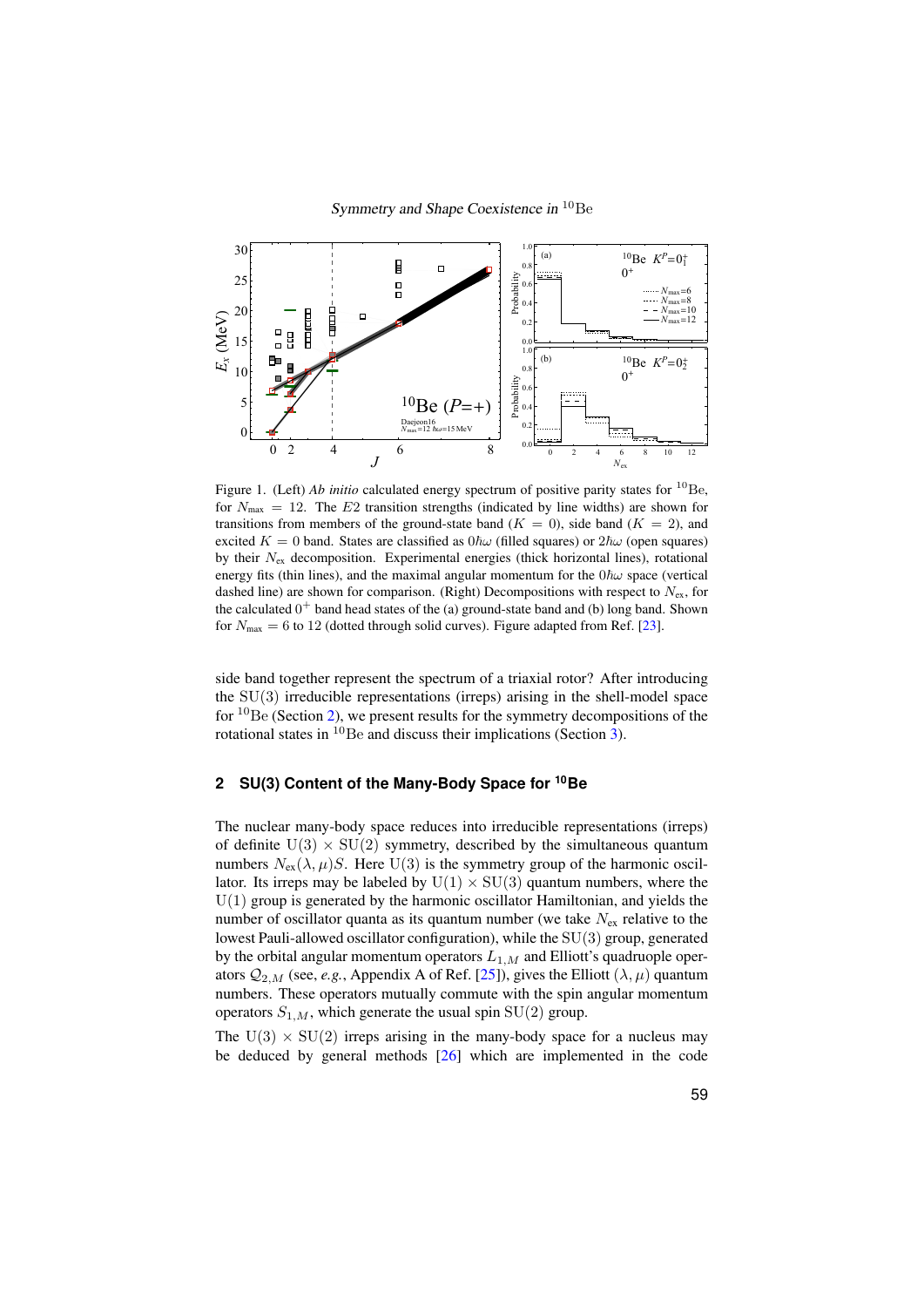Figure 1. (Left) *Ab initio* calculated energy spectrum of positive parity states for $^{10}$Be, for $N_{\mathrm{max}} = 12$. The $E2$ transition strengths (indicated by line widths) are shown for transitions from members of the ground-state band ($K = 0$), side band ($K = 2$), and excited $K = 0$ band. States are classified as $0\hbar\omega$ (filled squares) or $2\hbar\omega$ (open squares) by their $N_{\mathrm{ex}}$ decomposition. Experimental energies (thick horizontal lines), rotational energy fits (thin lines), and the maximal angular momentum for the $0\hbar\omega$ space (vertical dashed line) are shown for comparison. (Right) Decompositions with respect to $N_{\mathrm{ex}}$, for the calculated $0^+$ band head states of the (a) ground-state band and (b) long band. Shown for $N_{\mathrm{max}} = 6$ to 12 (dotted through solid curves). Figure adapted from Ref. [23].

side band together represent the spectrum of a triaxial rotor? After introducing the $\mathrm{SU}(3)$ irreducible representations (irreps) arising in the shell-model space for $^{10}$Be (Section 2), we present results for the symmetry decompositions of the rotational states in $^{10}$Be and discuss their implications (Section 3).

## 2 SU(3) Content of the Many-Body Space for $^{10}$Be

The nuclear many-body space reduces into irreducible representations (irreps) of definite $\mathrm{U}(3) \times \mathrm{SU}(2)$ symmetry, described by the simultaneous quantum numbers $N_{\mathrm{ex}}(\lambda, \mu)S$. Here $\mathrm{U}(3)$ is the symmetry group of the harmonic oscillator. Its irreps may be labeled by $\mathrm{U}(1) \times \mathrm{SU}(3)$ quantum numbers, where the $\mathrm{U}(1)$ group is generated by the harmonic oscillator Hamiltonian, and yields the number of oscillator quanta as its quantum number (we take $N_{\mathrm{ex}}$ relative to the lowest Pauli-allowed oscillator configuration), while the $\mathrm{SU}(3)$ group, generated by the orbital angular momentum operators $L_{1,M}$ and Elliott's quadruople operators $\mathcal{Q}_{2,M}$ (see, *e.g.*, Appendix A of Ref. [25]), gives the Elliott $(\lambda, \mu)$ quantum numbers. These operators mutually commute with the spin angular momentum operators $S_{1,M}$, which generate the usual spin $\mathrm{SU}(2)$ group.

The $\mathrm{U}(3) \times \mathrm{SU}(2)$ irreps arising in the many-body space for a nucleus may be deduced by general methods [26] which are implemented in the code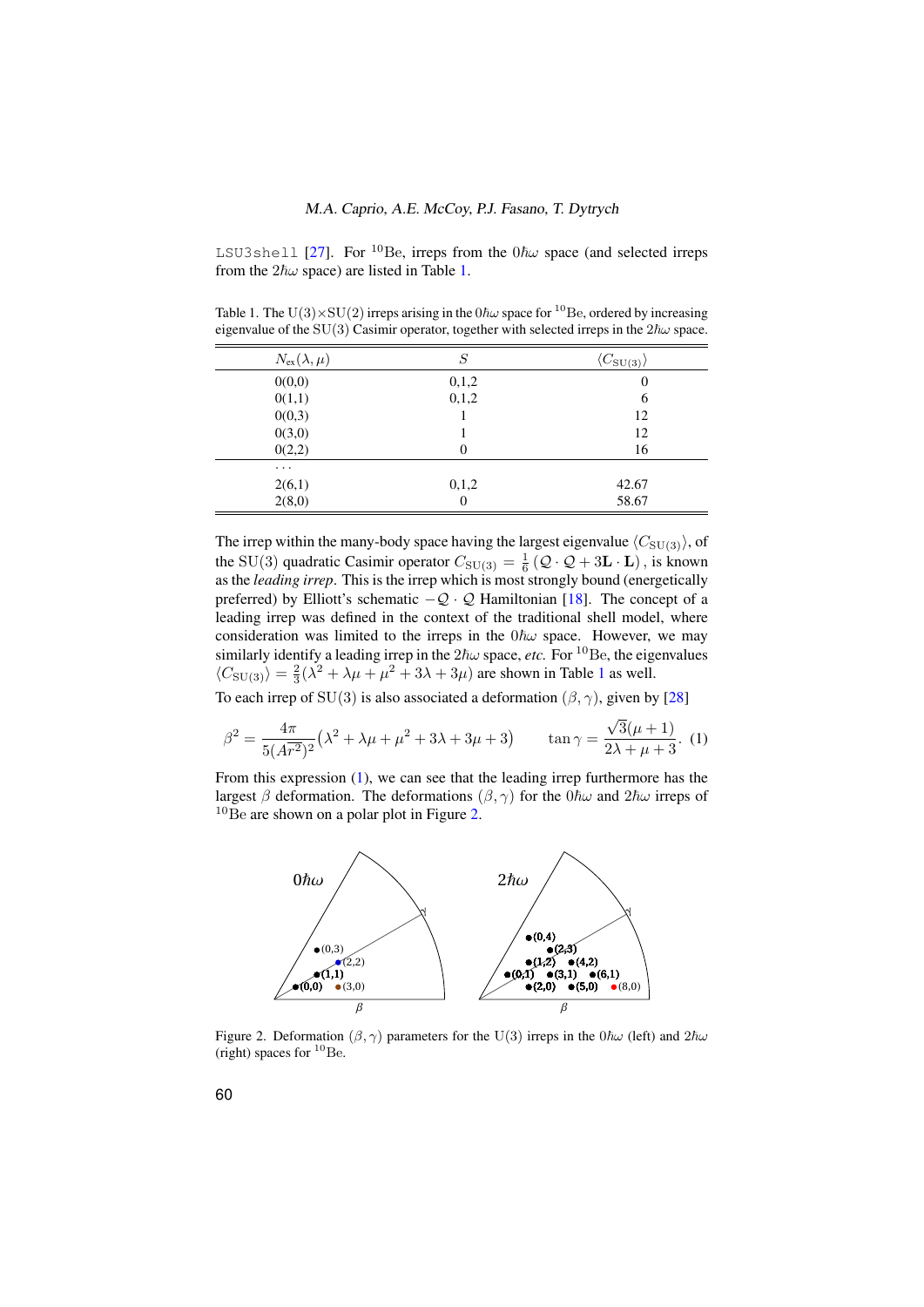LSU3shell [27]. For $^{10}$Be, irreps from the $0\hbar\omega$ space (and selected irreps from the $2\hbar\omega$ space) are listed in Table 1.

Table 1. The $\mathrm{U}(3)\times\mathrm{SU}(2)$ irreps arising in the $0\hbar\omega$ space for $^{10}$Be, ordered by increasing eigenvalue of the $\mathrm{SU}(3)$ Casimir operator, together with selected irreps in the $2\hbar\omega$ space.

| $N_{\mathrm{ex}}(\lambda,\mu)$ | $S$ | $\langle C_{\mathrm{SU}(3)}\rangle$ |
|---|---|---|
| 0(0,0) | 0,1,2 | 0 |
| 0(1,1) | 0,1,2 | 6 |
| 0(0,3) | 1 | 12 |
| 0(3,0) | 1 | 12 |
| 0(2,2) | 0 | 16 |
| ... | | |
| 2(6,1) | 0,1,2 | 42.67 |
| 2(8,0) | 0 | 58.67 |

The irrep within the many-body space having the largest eigenvalue $\langle C_{\mathrm{SU}(3)}\rangle$, of the $\mathrm{SU}(3)$ quadratic Casimir operator $C_{\mathrm{SU}(3)} = \frac{1}{6}\left(\mathcal{Q}\cdot\mathcal{Q} + 3\mathbf{L}\cdot\mathbf{L}\right)$, is known as the *leading irrep*. This is the irrep which is most strongly bound (energetically preferred) by Elliott's schematic $-\mathcal{Q}\cdot\mathcal{Q}$ Hamiltonian [18]. The concept of a leading irrep was defined in the context of the traditional shell model, where consideration was limited to the irreps in the $0\hbar\omega$ space. However, we may similarly identify a leading irrep in the $2\hbar\omega$ space, *etc.* For $^{10}$Be, the eigenvalues $\langle C_{\mathrm{SU}(3)}\rangle = \frac{2}{3}(\lambda^2+\lambda\mu+\mu^2+3\lambda+3\mu)$ are shown in Table 1 as well.

To each irrep of $\mathrm{SU}(3)$ is also associated a deformation $(\beta,\gamma)$, given by [28]

$$\beta^2 = \frac{4\pi}{5(A\overline{r^2})^2}\left(\lambda^2+\lambda\mu+\mu^2+3\lambda+3\mu+3\right) \qquad \tan\gamma = \frac{\sqrt{3}(\mu+1)}{2\lambda+\mu+3}. \quad (1)$$

From this expression (1), we can see that the leading irrep furthermore has the largest $\beta$ deformation. The deformations $(\beta,\gamma)$ for the $0\hbar\omega$ and $2\hbar\omega$ irreps of $^{10}$Be are shown on a polar plot in Figure 2.

Figure 2. Deformation $(\beta,\gamma)$ parameters for the U(3) irreps in the $0\hbar\omega$ (left) and $2\hbar\omega$ (right) spaces for $^{10}$Be.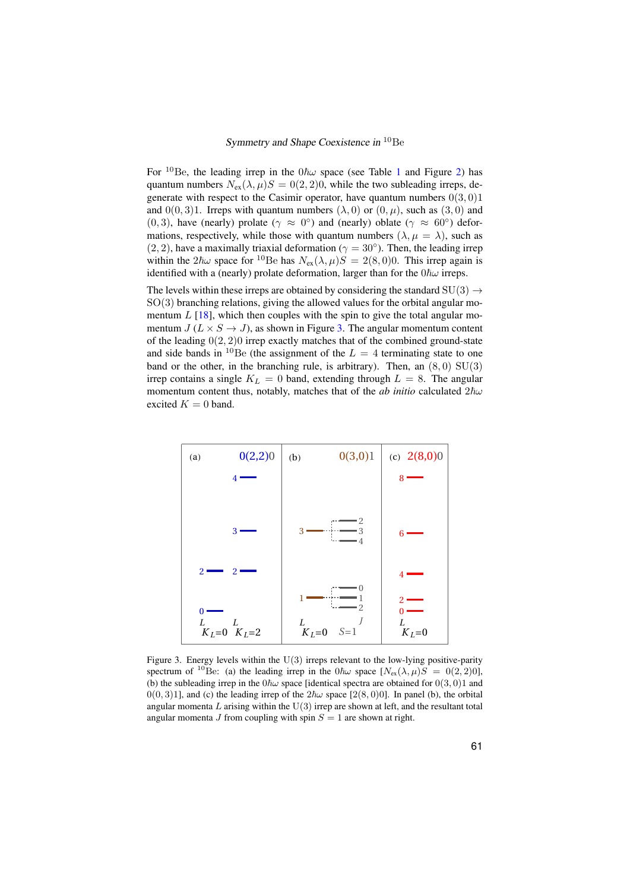For $^{10}$Be, the leading irrep in the $0\hbar\omega$ space (see Table 1 and Figure 2) has quantum numbers $N_{\rm ex}(\lambda,\mu)S = 0(2,2)0$, while the two subleading irreps, degenerate with respect to the Casimir operator, have quantum numbers $0(3,0)1$ and $0(0,3)1$. Irreps with quantum numbers $(\lambda,0)$ or $(0,\mu)$, such as $(3,0)$ and $(0,3)$, have (nearly) prolate ($\gamma \approx 0°$) and (nearly) oblate ($\gamma \approx 60°$) deformations, respectively, while those with quantum numbers $(\lambda,\mu=\lambda)$, such as $(2,2)$, have a maximally triaxial deformation ($\gamma = 30°$). Then, the leading irrep within the $2\hbar\omega$ space for $^{10}$Be has $N_{\rm ex}(\lambda,\mu)S = 2(8,0)0$. This irrep again is identified with a (nearly) prolate deformation, larger than for the $0\hbar\omega$ irreps.

The levels within these irreps are obtained by considering the standard $\mathrm{SU}(3) \to \mathrm{SO}(3)$ branching relations, giving the allowed values for the orbital angular momentum $L$ [18], which then couples with the spin to give the total angular momentum $J$ ($L \times S \to J$), as shown in Figure 3. The angular momentum content of the leading $0(2,2)0$ irrep exactly matches that of the combined ground-state and side bands in $^{10}$Be (the assignment of the $L = 4$ terminating state to one band or the other, in the branching rule, is arbitrary). Then, an $(8,0)$ SU(3) irrep contains a single $K_L = 0$ band, extending through $L = 8$. The angular momentum content thus, notably, matches that of the *ab initio* calculated $2\hbar\omega$ excited $K = 0$ band.

Figure 3. Energy levels within the U(3) irreps relevant to the low-lying positive-parity spectrum of $^{10}$Be: (a) the leading irrep in the $0\hbar\omega$ space [$N_{\rm ex}(\lambda,\mu)S = 0(2,2)0$], (b) the subleading irrep in the $0\hbar\omega$ space [identical spectra are obtained for $0(3,0)1$ and $0(0,3)1$], and (c) the leading irrep of the $2\hbar\omega$ space [$2(8,0)0$]. In panel (b), the orbital angular momenta $L$ arising within the U(3) irrep are shown at left, and the resultant total angular momenta $J$ from coupling with spin $S = 1$ are shown at right.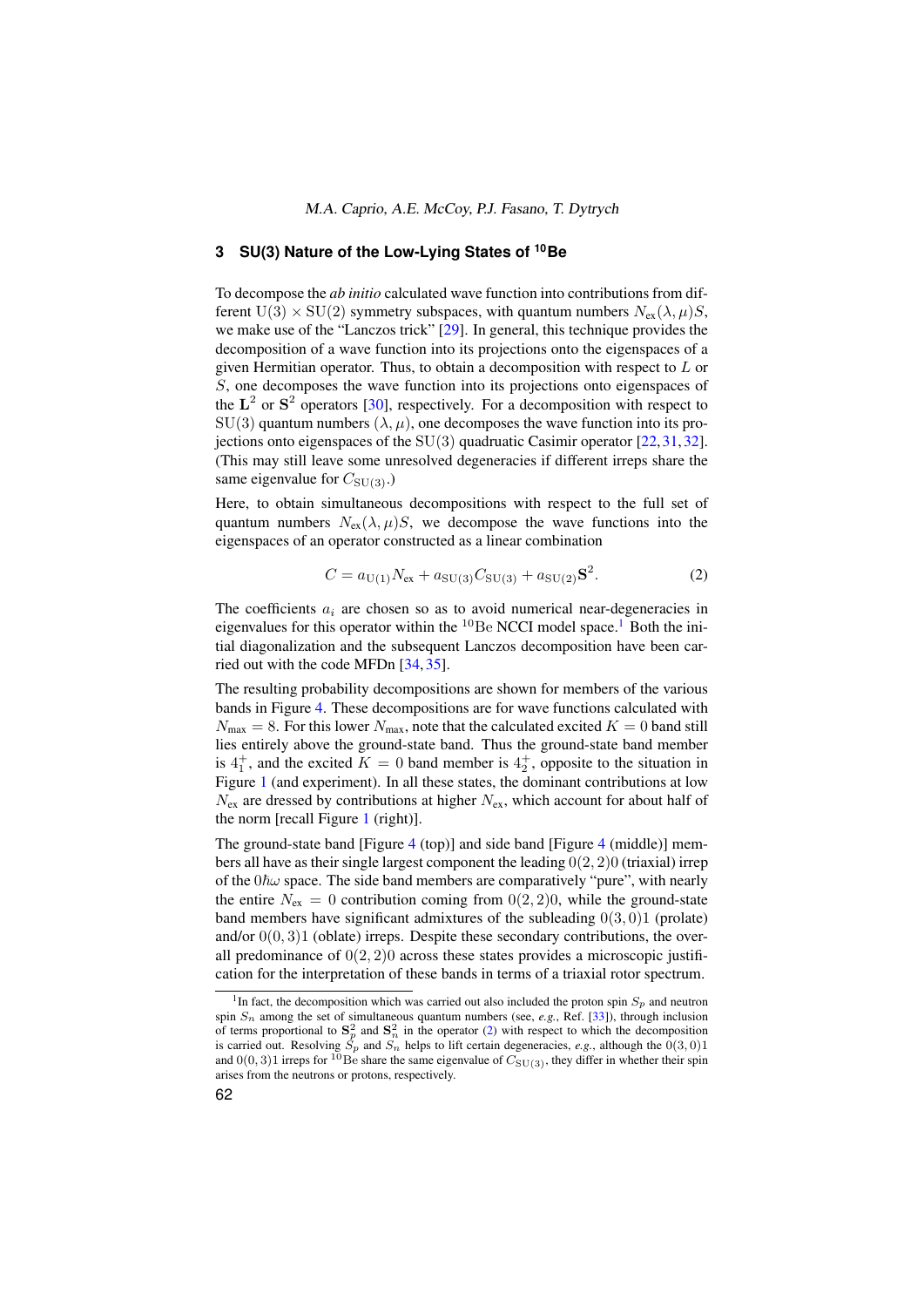## 3 SU(3) Nature of the Low-Lying States of $^{10}$Be

To decompose the *ab initio* calculated wave function into contributions from different $\mathrm{U}(3) \times \mathrm{SU}(2)$ symmetry subspaces, with quantum numbers $N_{\mathrm{ex}}(\lambda, \mu)S$, we make use of the "Lanczos trick" [29]. In general, this technique provides the decomposition of a wave function into its projections onto the eigenspaces of a given Hermitian operator. Thus, to obtain a decomposition with respect to $L$ or $S$, one decomposes the wave function into its projections onto eigenspaces of the $\mathbf{L}^2$ or $\mathbf{S}^2$ operators [30], respectively. For a decomposition with respect to $\mathrm{SU}(3)$ quantum numbers $(\lambda, \mu)$, one decomposes the wave function into its projections onto eigenspaces of the $\mathrm{SU}(3)$ quadratic Casimir operator [22, 31, 32]. (This may still leave some unresolved degeneracies if different irreps share the same eigenvalue for $C_{\mathrm{SU}(3)}$.)

Here, to obtain simultaneous decompositions with respect to the full set of quantum numbers $N_{\mathrm{ex}}(\lambda, \mu)S$, we decompose the wave functions into the eigenspaces of an operator constructed as a linear combination

$$C = a_{\mathrm{U}(1)} N_{\mathrm{ex}} + a_{\mathrm{SU}(3)} C_{\mathrm{SU}(3)} + a_{\mathrm{SU}(2)} \mathbf{S}^2. \tag{2}$$

The coefficients $a_i$ are chosen so as to avoid numerical near-degeneracies in eigenvalues for this operator within the $^{10}$Be NCCI model space.[1] Both the initial diagonalization and the subsequent Lanczos decomposition have been carried out with the code MFDn [34, 35].

The resulting probability decompositions are shown for members of the various bands in Figure 4. These decompositions are for wave functions calculated with $N_{\mathrm{max}} = 8$. For this lower $N_{\mathrm{max}}$, note that the calculated excited $K = 0$ band still lies entirely above the ground-state band. Thus the ground-state band member is $4_1^+$, and the excited $K = 0$ band member is $4_2^+$, opposite to the situation in Figure 1 (and experiment). In all these states, the dominant contributions at low $N_{\mathrm{ex}}$ are dressed by contributions at higher $N_{\mathrm{ex}}$, which account for about half of the norm [recall Figure 1 (right)].

The ground-state band [Figure 4 (top)] and side band [Figure 4 (middle)] members all have as their single largest component the leading $0(2, 2)0$ (triaxial) irrep of the $0\hbar\omega$ space. The side band members are comparatively "pure", with nearly the entire $N_{\mathrm{ex}} = 0$ contribution coming from $0(2, 2)0$, while the ground-state band members have significant admixtures of the subleading $0(3, 0)1$ (prolate) and/or $0(0, 3)1$ (oblate) irreps. Despite these secondary contributions, the overall predominance of $0(2, 2)0$ across these states provides a microscopic justification for the interpretation of these bands in terms of a triaxial rotor spectrum.

---

[1] In fact, the decomposition which was carried out also included the proton spin $S_p$ and neutron spin $S_n$ among the set of simultaneous quantum numbers (see, *e.g.*, Ref. [33]), through inclusion of terms proportional to $\mathbf{S}_p^2$ and $\mathbf{S}_n^2$ in the operator (2) with respect to which the decomposition is carried out. Resolving $S_p$ and $S_n$ helps to lift certain degeneracies, *e.g.*, although the $0(3, 0)1$ and $0(0, 3)1$ irreps for $^{10}$Be share the same eigenvalue of $C_{\mathrm{SU}(3)}$, they differ in whether their spin arises from the neutrons or protons, respectively.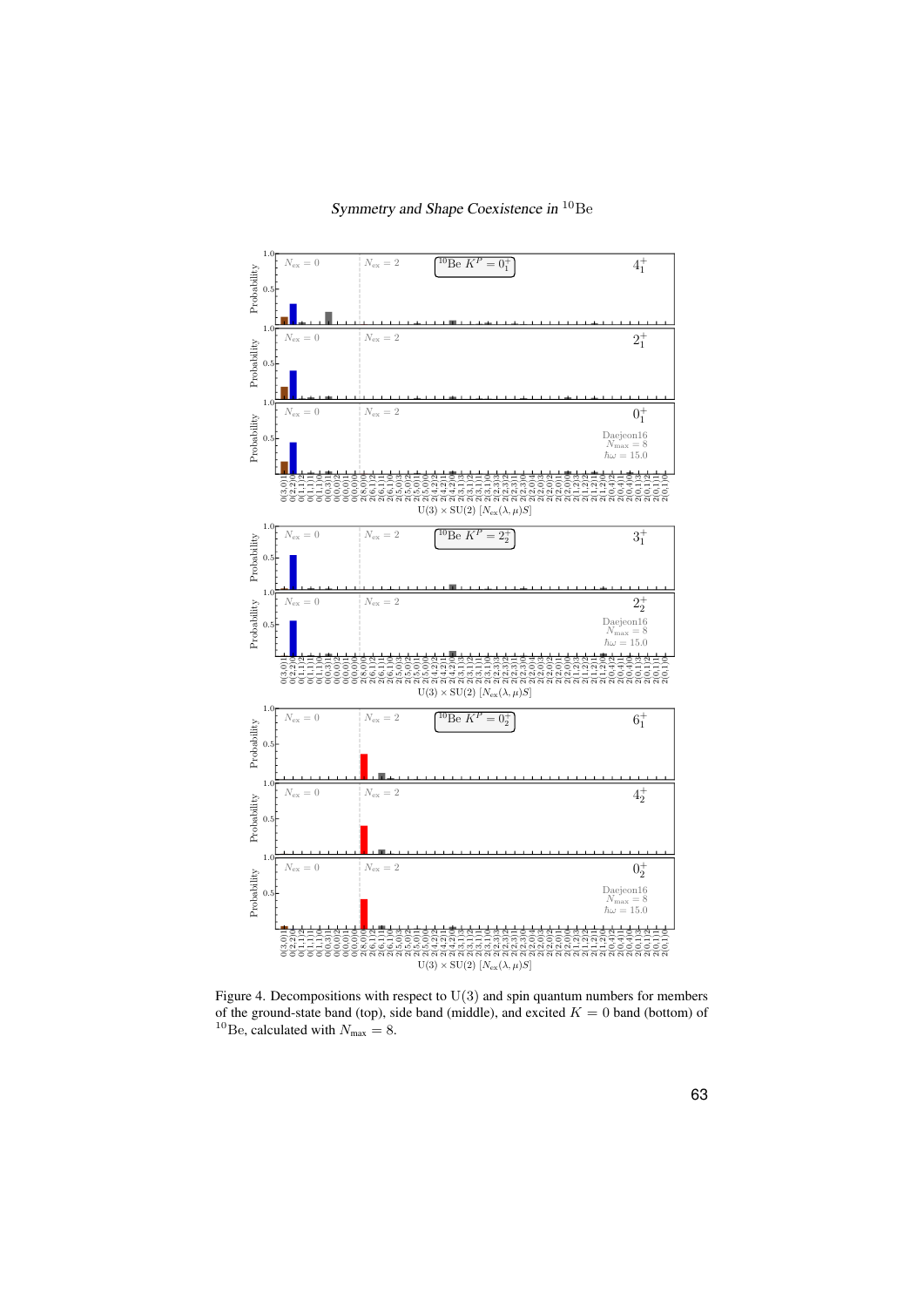Figure 4. Decompositions with respect to $\mathrm{U}(3)$ and spin quantum numbers for members of the ground-state band (top), side band (middle), and excited $K = 0$ band (bottom) of $^{10}\mathrm{Be}$, calculated with $N_{\max} = 8$.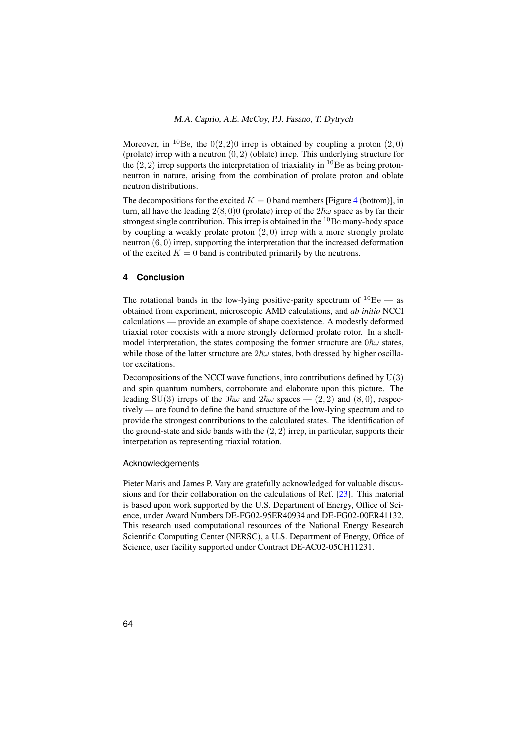Moreover, in $^{10}\mathrm{Be}$, the $0(2,2)0$ irrep is obtained by coupling a proton $(2,0)$ (prolate) irrep with a neutron $(0,2)$ (oblate) irrep. This underlying structure for the $(2,2)$ irrep supports the interpretation of triaxiality in $^{10}\mathrm{Be}$ as being proton-neutron in nature, arising from the combination of prolate proton and oblate neutron distributions.

The decompositions for the excited $K=0$ band members [Figure 4 (bottom)], in turn, all have the leading $2(8,0)0$ (prolate) irrep of the $2\hbar\omega$ space as by far their strongest single contribution. This irrep is obtained in the $^{10}\mathrm{Be}$ many-body space by coupling a weakly prolate proton $(2,0)$ irrep with a more strongly prolate neutron $(6,0)$ irrep, supporting the interpretation that the increased deformation of the excited $K=0$ band is contributed primarily by the neutrons.

## 4 Conclusion

The rotational bands in the low-lying positive-parity spectrum of $^{10}\mathrm{Be}$ — as obtained from experiment, microscopic AMD calculations, and *ab initio* NCCI calculations — provide an example of shape coexistence. A modestly deformed triaxial rotor coexists with a more strongly deformed prolate rotor. In a shell-model interpretation, the states composing the former structure are $0\hbar\omega$ states, while those of the latter structure are $2\hbar\omega$ states, both dressed by higher oscillator excitations.

Decompositions of the NCCI wave functions, into contributions defined by $\mathrm{U}(3)$ and spin quantum numbers, corroborate and elaborate upon this picture. The leading $\mathrm{SU}(3)$ irreps of the $0\hbar\omega$ and $2\hbar\omega$ spaces — $(2,2)$ and $(8,0)$, respectively — are found to define the band structure of the low-lying spectrum and to provide the strongest contributions to the calculated states. The identification of the ground-state and side bands with the $(2,2)$ irrep, in particular, supports their interpetation as representing triaxial rotation.

### Acknowledgements

Pieter Maris and James P. Vary are gratefully acknowledged for valuable discussions and for their collaboration on the calculations of Ref. [23]. This material is based upon work supported by the U.S. Department of Energy, Office of Science, under Award Numbers DE-FG02-95ER40934 and DE-FG02-00ER41132. This research used computational resources of the National Energy Research Scientific Computing Center (NERSC), a U.S. Department of Energy, Office of Science, user facility supported under Contract DE-AC02-05CH11231.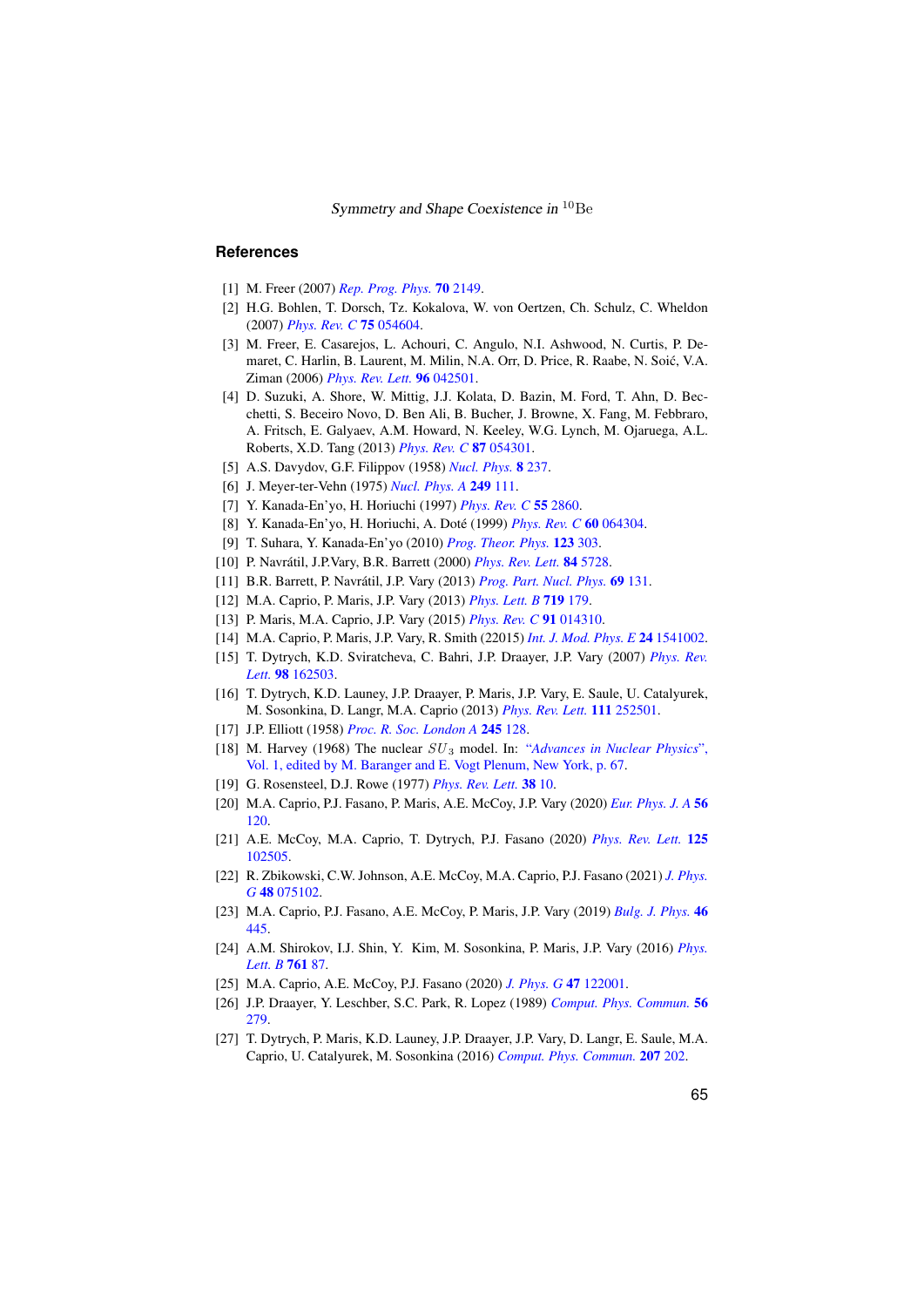## References

[1] M. Freer (2007) *Rep. Prog. Phys.* **70** 2149.

[2] H.G. Bohlen, T. Dorsch, Tz. Kokalova, W. von Oertzen, Ch. Schulz, C. Wheldon (2007) *Phys. Rev. C* **75** 054604.

[3] M. Freer, E. Casarejos, L. Achouri, C. Angulo, N.I. Ashwood, N. Curtis, P. Demaret, C. Harlin, B. Laurent, M. Milin, N.A. Orr, D. Price, R. Raabe, N. Soić, V.A. Ziman (2006) *Phys. Rev. Lett.* **96** 042501.

[4] D. Suzuki, A. Shore, W. Mittig, J.J. Kolata, D. Bazin, M. Ford, T. Ahn, D. Becchetti, S. Beceiro Novo, D. Ben Ali, B. Bucher, J. Browne, X. Fang, M. Febbraro, A. Fritsch, E. Galyaev, A.M. Howard, N. Keeley, W.G. Lynch, M. Ojaruega, A.L. Roberts, X.D. Tang (2013) *Phys. Rev. C* **87** 054301.

[5] A.S. Davydov, G.F. Filippov (1958) *Nucl. Phys.* **8** 237.

[6] J. Meyer-ter-Vehn (1975) *Nucl. Phys. A* **249** 111.

[7] Y. Kanada-En'yo, H. Horiuchi (1997) *Phys. Rev. C* **55** 2860.

[8] Y. Kanada-En'yo, H. Horiuchi, A. Doté (1999) *Phys. Rev. C* **60** 064304.

[9] T. Suhara, Y. Kanada-En'yo (2010) *Prog. Theor. Phys.* **123** 303.

[10] P. Navrátil, J.P.Vary, B.R. Barrett (2000) *Phys. Rev. Lett.* **84** 5728.

[11] B.R. Barrett, P. Navrátil, J.P. Vary (2013) *Prog. Part. Nucl. Phys.* **69** 131.

[12] M.A. Caprio, P. Maris, J.P. Vary (2013) *Phys. Lett. B* **719** 179.

[13] P. Maris, M.A. Caprio, J.P. Vary (2015) *Phys. Rev. C* **91** 014310.

[14] M.A. Caprio, P. Maris, J.P. Vary, R. Smith (22015) *Int. J. Mod. Phys. E* **24** 1541002.

[15] T. Dytrych, K.D. Sviratcheva, C. Bahri, J.P. Draayer, J.P. Vary (2007) *Phys. Rev. Lett.* **98** 162503.

[16] T. Dytrych, K.D. Launey, J.P. Draayer, P. Maris, J.P. Vary, E. Saule, U. Catalyurek, M. Sosonkina, D. Langr, M.A. Caprio (2013) *Phys. Rev. Lett.* **111** 252501.

[17] J.P. Elliott (1958) *Proc. R. Soc. London A* **245** 128.

[18] M. Harvey (1968) The nuclear $SU_3$ model. In: "*Advances in Nuclear Physics*", Vol. 1, edited by M. Baranger and E. Vogt Plenum, New York, p. 67.

[19] G. Rosensteel, D.J. Rowe (1977) *Phys. Rev. Lett.* **38** 10.

[20] M.A. Caprio, P.J. Fasano, P. Maris, A.E. McCoy, J.P. Vary (2020) *Eur. Phys. J. A* **56** 120.

[21] A.E. McCoy, M.A. Caprio, T. Dytrych, P.J. Fasano (2020) *Phys. Rev. Lett.* **125** 102505.

[22] R. Zbikowski, C.W. Johnson, A.E. McCoy, M.A. Caprio, P.J. Fasano (2021) *J. Phys. G* **48** 075102.

[23] M.A. Caprio, P.J. Fasano, A.E. McCoy, P. Maris, J.P. Vary (2019) *Bulg. J. Phys.* **46** 445.

[24] A.M. Shirokov, I.J. Shin, Y. Kim, M. Sosonkina, P. Maris, J.P. Vary (2016) *Phys. Lett. B* **761** 87.

[25] M.A. Caprio, A.E. McCoy, P.J. Fasano (2020) *J. Phys. G* **47** 122001.

[26] J.P. Draayer, Y. Leschber, S.C. Park, R. Lopez (1989) *Comput. Phys. Commun.* **56** 279.

[27] T. Dytrych, P. Maris, K.D. Launey, J.P. Draayer, J.P. Vary, D. Langr, E. Saule, M.A. Caprio, U. Catalyurek, M. Sosonkina (2016) *Comput. Phys. Commun.* **207** 202.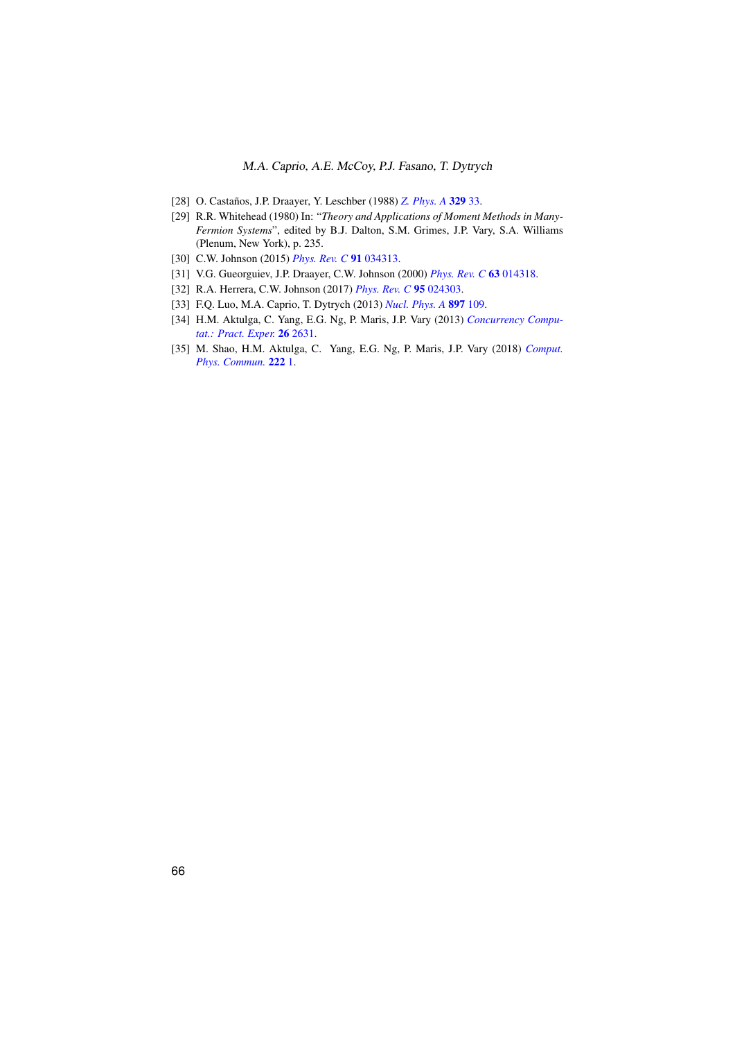[28] O. Castaños, J.P. Draayer, Y. Leschber (1988) *Z. Phys. A* **329** 33.

[29] R.R. Whitehead (1980) In: "*Theory and Applications of Moment Methods in Many-Fermion Systems*", edited by B.J. Dalton, S.M. Grimes, J.P. Vary, S.A. Williams (Plenum, New York), p. 235.

[30] C.W. Johnson (2015) *Phys. Rev. C* **91** 034313.

[31] V.G. Gueorguiev, J.P. Draayer, C.W. Johnson (2000) *Phys. Rev. C* **63** 014318.

[32] R.A. Herrera, C.W. Johnson (2017) *Phys. Rev. C* **95** 024303.

[33] F.Q. Luo, M.A. Caprio, T. Dytrych (2013) *Nucl. Phys. A* **897** 109.

[34] H.M. Aktulga, C. Yang, E.G. Ng, P. Maris, J.P. Vary (2013) *Concurrency Computat.: Pract. Exper.* **26** 2631.

[35] M. Shao, H.M. Aktulga, C. Yang, E.G. Ng, P. Maris, J.P. Vary (2018) *Comput. Phys. Commun.* **222** 1.